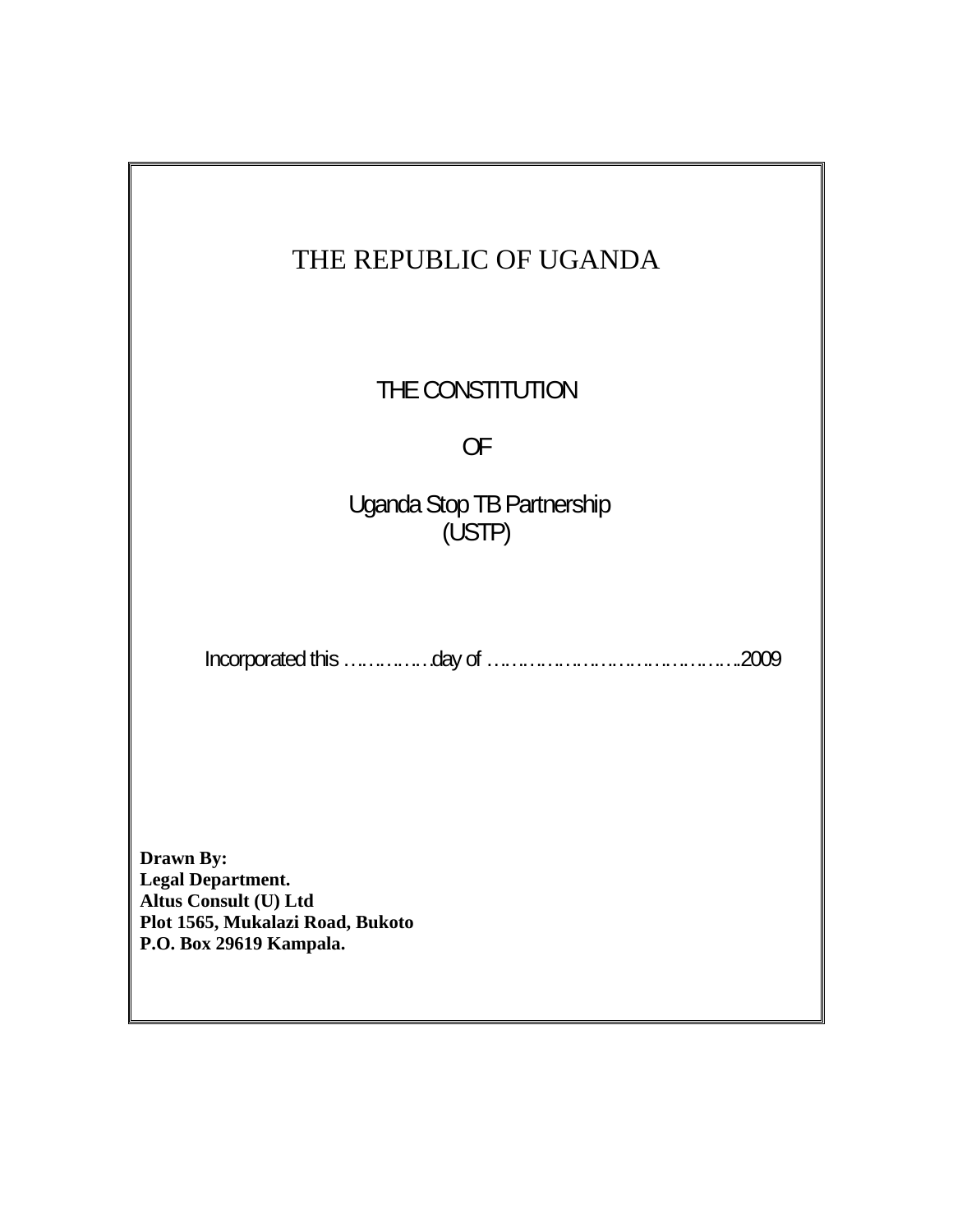# THE REPUBLIC OF UGANDA

## THE CONSTITUTION

## OF

## Uganda Stop TB Partnership
## (USTP)

Incorporated this ……………day of ……………………………………..2009

**Drawn By:**
**Legal Department.**
**Altus Consult (U) Ltd**
**Plot 1565, Mukalazi Road, Bukoto**
**P.O. Box 29619 Kampala.**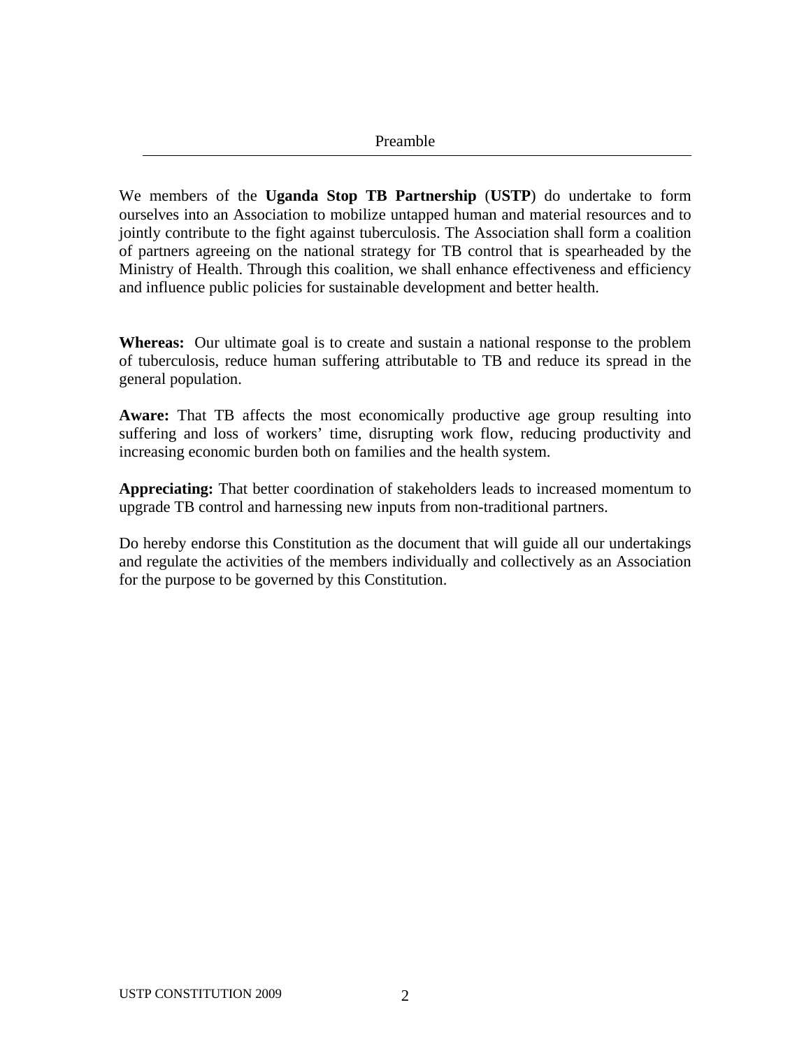## Preamble

We members of the **Uganda Stop TB Partnership** (**USTP**) do undertake to form ourselves into an Association to mobilize untapped human and material resources and to jointly contribute to the fight against tuberculosis. The Association shall form a coalition of partners agreeing on the national strategy for TB control that is spearheaded by the Ministry of Health. Through this coalition, we shall enhance effectiveness and efficiency and influence public policies for sustainable development and better health.

**Whereas:** Our ultimate goal is to create and sustain a national response to the problem of tuberculosis, reduce human suffering attributable to TB and reduce its spread in the general population.

**Aware:** That TB affects the most economically productive age group resulting into suffering and loss of workers' time, disrupting work flow, reducing productivity and increasing economic burden both on families and the health system.

**Appreciating:** That better coordination of stakeholders leads to increased momentum to upgrade TB control and harnessing new inputs from non-traditional partners.

Do hereby endorse this Constitution as the document that will guide all our undertakings and regulate the activities of the members individually and collectively as an Association for the purpose to be governed by this Constitution.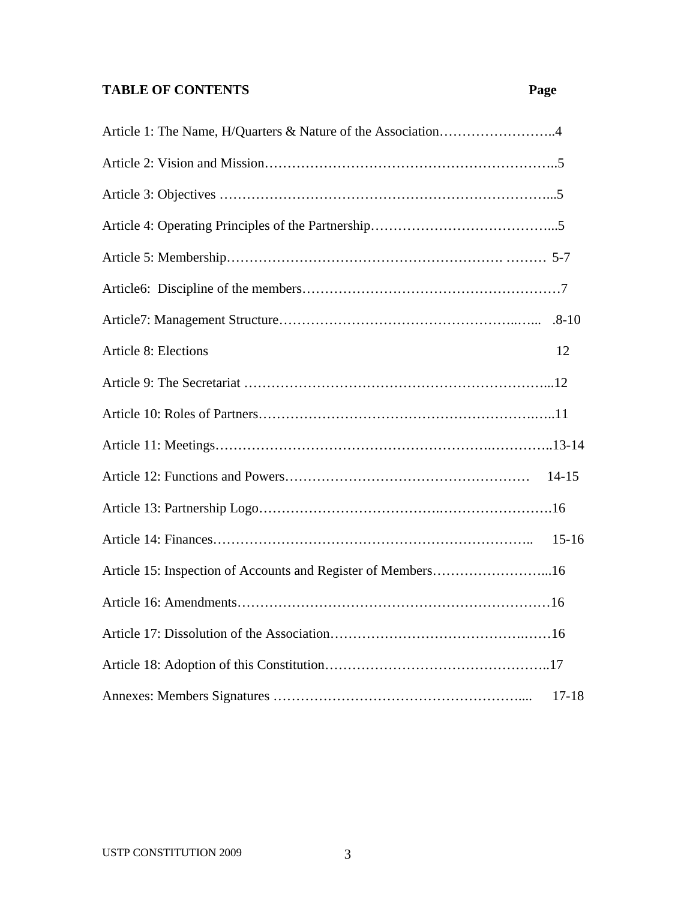## TABLE OF CONTENTS

| | Page |
|---|---|
| Article 1: The Name, H/Quarters & Nature of the Association | 4 |
| Article 2: Vision and Mission | 5 |
| Article 3: Objectives | 5 |
| Article 4: Operating Principles of the Partnership | 5 |
| Article 5: Membership | 5-7 |
| Article6: Discipline of the members | 7 |
| Article7: Management Structure | 8-10 |
| Article 8: Elections | 12 |
| Article 9: The Secretariat | 12 |
| Article 10: Roles of Partners | 11 |
| Article 11: Meetings | 13-14 |
| Article 12: Functions and Powers | 14-15 |
| Article 13: Partnership Logo | 16 |
| Article 14: Finances | 15-16 |
| Article 15: Inspection of Accounts and Register of Members | 16 |
| Article 16: Amendments | 16 |
| Article 17: Dissolution of the Association | 16 |
| Article 18: Adoption of this Constitution | 17 |
| Annexes: Members Signatures | 17-18 |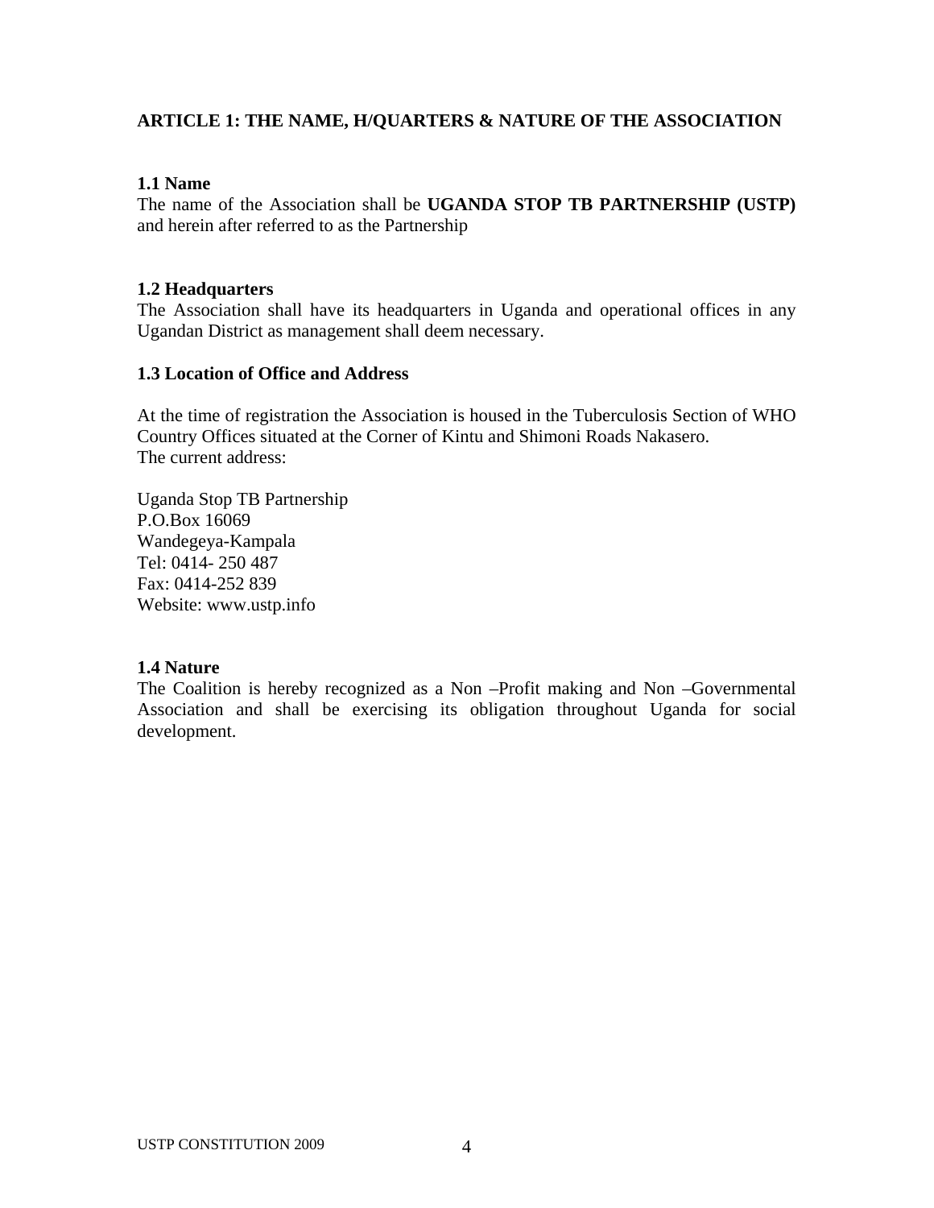## ARTICLE 1: THE NAME, H/QUARTERS & NATURE OF THE ASSOCIATION

### 1.1 Name

The name of the Association shall be **UGANDA STOP TB PARTNERSHIP (USTP)** and herein after referred to as the Partnership

### 1.2 Headquarters

The Association shall have its headquarters in Uganda and operational offices in any Ugandan District as management shall deem necessary.

### 1.3 Location of Office and Address

At the time of registration the Association is housed in the Tuberculosis Section of WHO Country Offices situated at the Corner of Kintu and Shimoni Roads Nakasero.
The current address:

Uganda Stop TB Partnership
P.O.Box 16069
Wandegeya-Kampala
Tel: 0414- 250 487
Fax: 0414-252 839
Website: www.ustp.info

### 1.4 Nature

The Coalition is hereby recognized as a Non –Profit making and Non –Governmental Association and shall be exercising its obligation throughout Uganda for social development.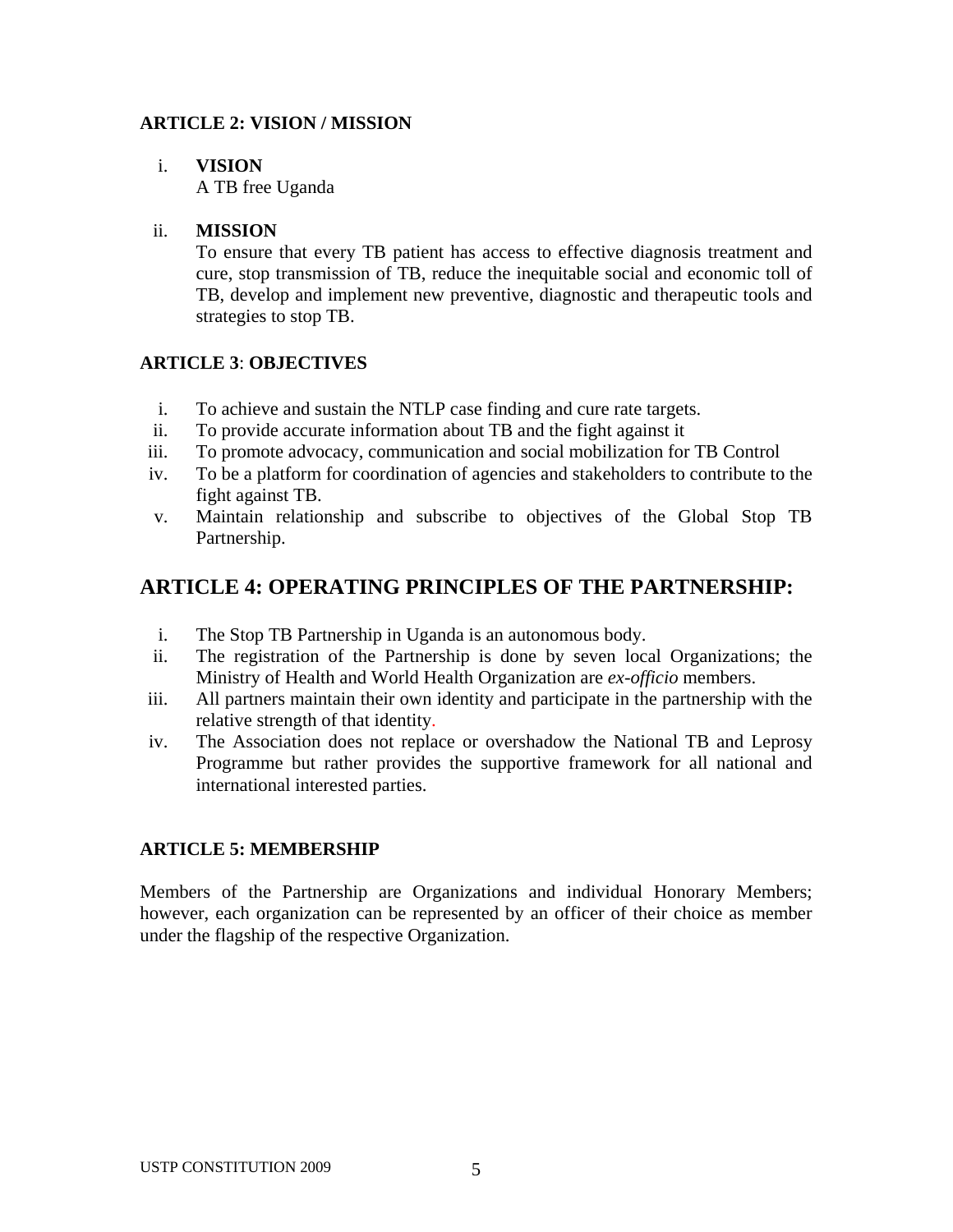**ARTICLE 2: VISION / MISSION**

i. **VISION**
   A TB free Uganda

ii. **MISSION**
   To ensure that every TB patient has access to effective diagnosis treatment and cure, stop transmission of TB, reduce the inequitable social and economic toll of TB, develop and implement new preventive, diagnostic and therapeutic tools and strategies to stop TB.

**ARTICLE 3**: **OBJECTIVES**

i. To achieve and sustain the NTLP case finding and cure rate targets.
ii. To provide accurate information about TB and the fight against it
iii. To promote advocacy, communication and social mobilization for TB Control
iv. To be a platform for coordination of agencies and stakeholders to contribute to the fight against TB.
v. Maintain relationship and subscribe to objectives of the Global Stop TB Partnership.

## ARTICLE 4: OPERATING PRINCIPLES OF THE PARTNERSHIP:

i. The Stop TB Partnership in Uganda is an autonomous body.
ii. The registration of the Partnership is done by seven local Organizations; the Ministry of Health and World Health Organization are *ex-officio* members.
iii. All partners maintain their own identity and participate in the partnership with the relative strength of that identity.
iv. The Association does not replace or overshadow the National TB and Leprosy Programme but rather provides the supportive framework for all national and international interested parties.

**ARTICLE 5: MEMBERSHIP**

Members of the Partnership are Organizations and individual Honorary Members; however, each organization can be represented by an officer of their choice as member under the flagship of the respective Organization.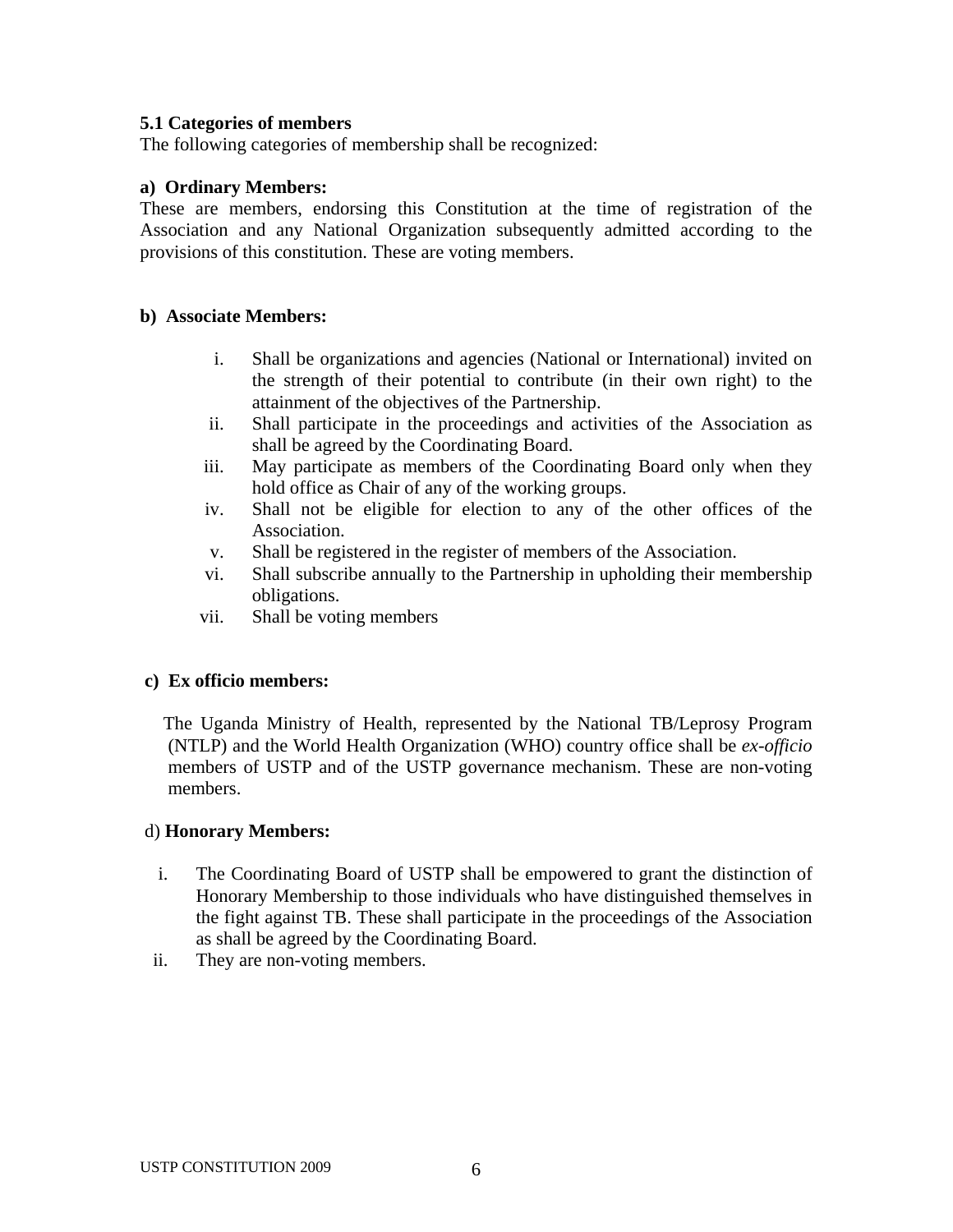### 5.1 Categories of members

The following categories of membership shall be recognized:

**a) Ordinary Members:**

These are members, endorsing this Constitution at the time of registration of the Association and any National Organization subsequently admitted according to the provisions of this constitution. These are voting members.

**b) Associate Members:**

i. Shall be organizations and agencies (National or International) invited on the strength of their potential to contribute (in their own right) to the attainment of the objectives of the Partnership.
ii. Shall participate in the proceedings and activities of the Association as shall be agreed by the Coordinating Board.
iii. May participate as members of the Coordinating Board only when they hold office as Chair of any of the working groups.
iv. Shall not be eligible for election to any of the other offices of the Association.
v. Shall be registered in the register of members of the Association.
vi. Shall subscribe annually to the Partnership in upholding their membership obligations.
vii. Shall be voting members

**c) Ex officio members:**

The Uganda Ministry of Health, represented by the National TB/Leprosy Program (NTLP) and the World Health Organization (WHO) country office shall be *ex-officio* members of USTP and of the USTP governance mechanism. These are non-voting members.

d) **Honorary Members:**

i. The Coordinating Board of USTP shall be empowered to grant the distinction of Honorary Membership to those individuals who have distinguished themselves in the fight against TB. These shall participate in the proceedings of the Association as shall be agreed by the Coordinating Board.
ii. They are non-voting members.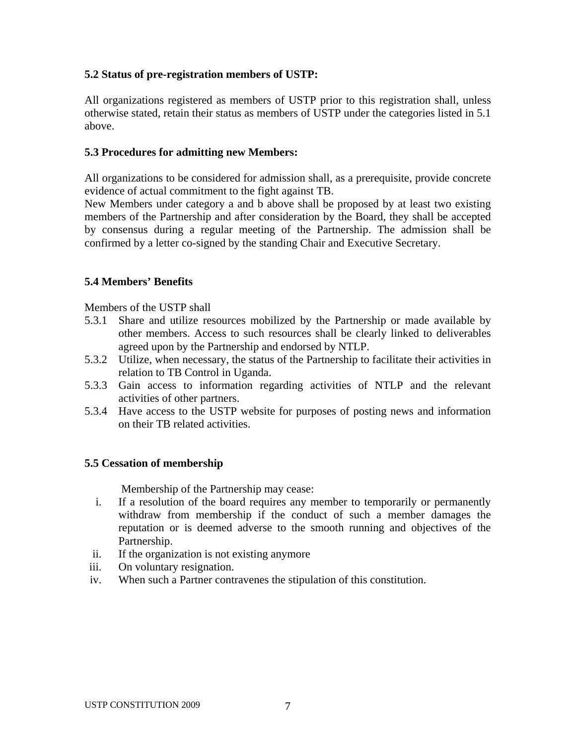### 5.2 Status of pre-registration members of USTP:

All organizations registered as members of USTP prior to this registration shall, unless otherwise stated, retain their status as members of USTP under the categories listed in 5.1 above.

### 5.3 Procedures for admitting new Members:

All organizations to be considered for admission shall, as a prerequisite, provide concrete evidence of actual commitment to the fight against TB.
New Members under category a and b above shall be proposed by at least two existing members of the Partnership and after consideration by the Board, they shall be accepted by consensus during a regular meeting of the Partnership. The admission shall be confirmed by a letter co-signed by the standing Chair and Executive Secretary.

### 5.4 Members' Benefits

Members of the USTP shall

- 5.3.1 Share and utilize resources mobilized by the Partnership or made available by other members. Access to such resources shall be clearly linked to deliverables agreed upon by the Partnership and endorsed by NTLP.
- 5.3.2 Utilize, when necessary, the status of the Partnership to facilitate their activities in relation to TB Control in Uganda.
- 5.3.3 Gain access to information regarding activities of NTLP and the relevant activities of other partners.
- 5.3.4 Have access to the USTP website for purposes of posting news and information on their TB related activities.

### 5.5 Cessation of membership

Membership of the Partnership may cease:

- i. If a resolution of the board requires any member to temporarily or permanently withdraw from membership if the conduct of such a member damages the reputation or is deemed adverse to the smooth running and objectives of the Partnership.
- ii. If the organization is not existing anymore
- iii. On voluntary resignation.
- iv. When such a Partner contravenes the stipulation of this constitution.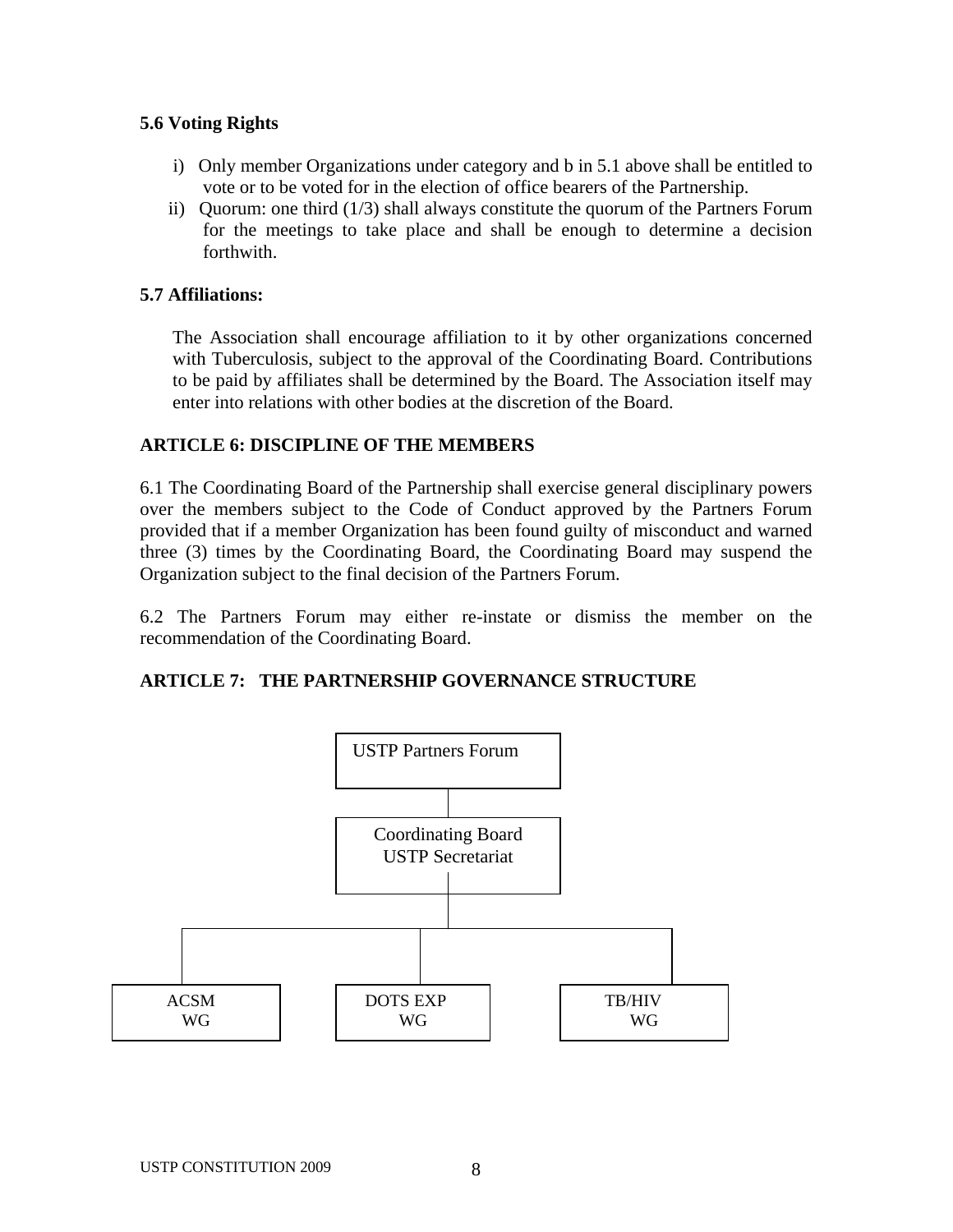### 5.6 Voting Rights

i) Only member Organizations under category and b in 5.1 above shall be entitled to vote or to be voted for in the election of office bearers of the Partnership.

ii) Quorum: one third (1/3) shall always constitute the quorum of the Partners Forum for the meetings to take place and shall be enough to determine a decision forthwith.

### 5.7 Affiliations:

The Association shall encourage affiliation to it by other organizations concerned with Tuberculosis, subject to the approval of the Coordinating Board. Contributions to be paid by affiliates shall be determined by the Board. The Association itself may enter into relations with other bodies at the discretion of the Board.

## ARTICLE 6: DISCIPLINE OF THE MEMBERS

6.1 The Coordinating Board of the Partnership shall exercise general disciplinary powers over the members subject to the Code of Conduct approved by the Partners Forum provided that if a member Organization has been found guilty of misconduct and warned three (3) times by the Coordinating Board, the Coordinating Board may suspend the Organization subject to the final decision of the Partners Forum.

6.2 The Partners Forum may either re-instate or dismiss the member on the recommendation of the Coordinating Board.

## ARTICLE 7: THE PARTNERSHIP GOVERNANCE STRUCTURE

USTP Partners Forum

Coordinating Board
USTP Secretariat

ACSM WG | DOTS EXP WG | TB/HIV WG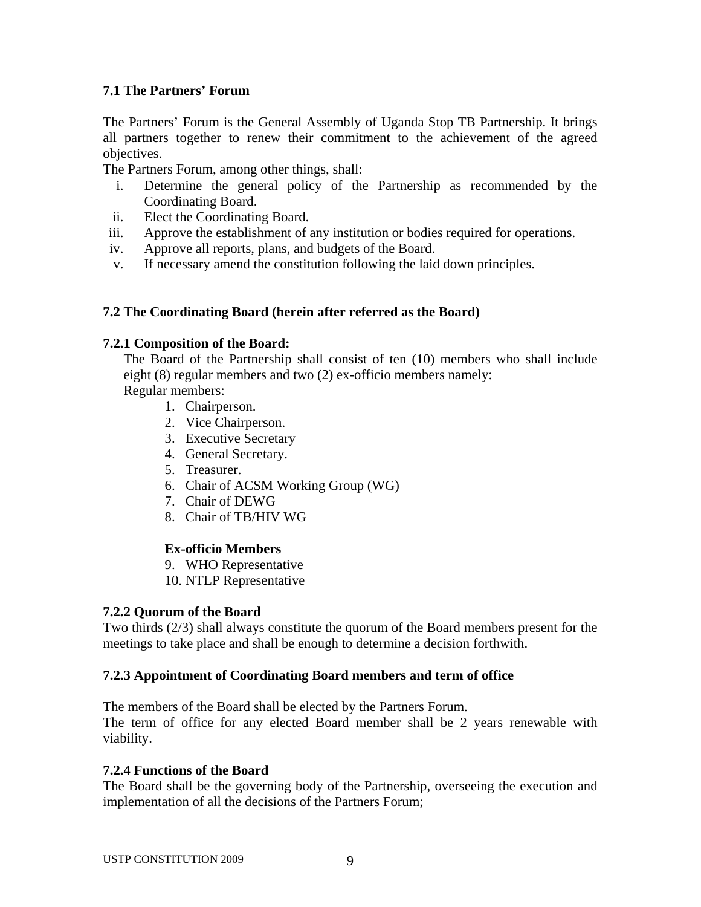### 7.1 The Partners' Forum

The Partners' Forum is the General Assembly of Uganda Stop TB Partnership. It brings all partners together to renew their commitment to the achievement of the agreed objectives.

The Partners Forum, among other things, shall:

i. Determine the general policy of the Partnership as recommended by the Coordinating Board.
ii. Elect the Coordinating Board.
iii. Approve the establishment of any institution or bodies required for operations.
iv. Approve all reports, plans, and budgets of the Board.
v. If necessary amend the constitution following the laid down principles.

### 7.2 The Coordinating Board (herein after referred as the Board)

#### 7.2.1 Composition of the Board:

The Board of the Partnership shall consist of ten (10) members who shall include eight (8) regular members and two (2) ex-officio members namely:

Regular members:

1. Chairperson.
2. Vice Chairperson.
3. Executive Secretary
4. General Secretary.
5. Treasurer.
6. Chair of ACSM Working Group (WG)
7. Chair of DEWG
8. Chair of TB/HIV WG

**Ex-officio Members**

9. WHO Representative
10. NTLP Representative

#### 7.2.2 Quorum of the Board

Two thirds (2/3) shall always constitute the quorum of the Board members present for the meetings to take place and shall be enough to determine a decision forthwith.

#### 7.2.3 Appointment of Coordinating Board members and term of office

The members of the Board shall be elected by the Partners Forum.

The term of office for any elected Board member shall be 2 years renewable with viability.

#### 7.2.4 Functions of the Board

The Board shall be the governing body of the Partnership, overseeing the execution and implementation of all the decisions of the Partners Forum;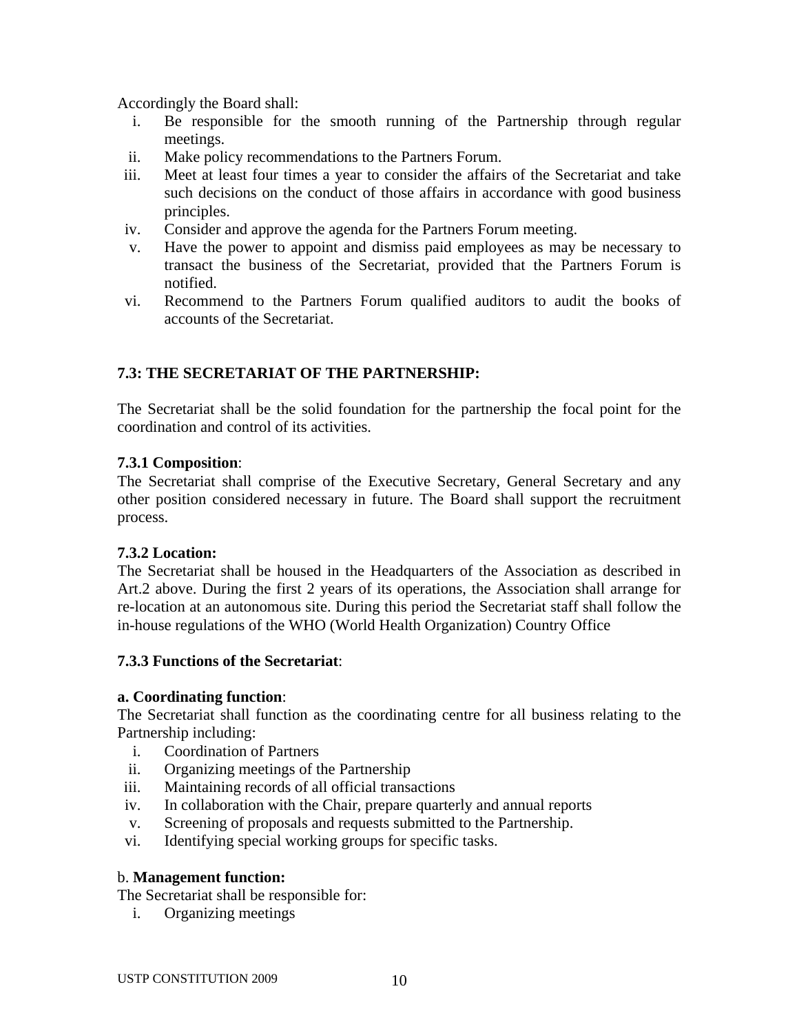Accordingly the Board shall:

i. Be responsible for the smooth running of the Partnership through regular meetings.
ii. Make policy recommendations to the Partners Forum.
iii. Meet at least four times a year to consider the affairs of the Secretariat and take such decisions on the conduct of those affairs in accordance with good business principles.
iv. Consider and approve the agenda for the Partners Forum meeting.
v. Have the power to appoint and dismiss paid employees as may be necessary to transact the business of the Secretariat, provided that the Partners Forum is notified.
vi. Recommend to the Partners Forum qualified auditors to audit the books of accounts of the Secretariat.

### 7.3: THE SECRETARIAT OF THE PARTNERSHIP:

The Secretariat shall be the solid foundation for the partnership the focal point for the coordination and control of its activities.

**7.3.1 Composition**:
The Secretariat shall comprise of the Executive Secretary, General Secretary and any other position considered necessary in future. The Board shall support the recruitment process.

**7.3.2 Location:**
The Secretariat shall be housed in the Headquarters of the Association as described in Art.2 above. During the first 2 years of its operations, the Association shall arrange for re-location at an autonomous site. During this period the Secretariat staff shall follow the in-house regulations of the WHO (World Health Organization) Country Office

**7.3.3 Functions of the Secretariat**:

**a. Coordinating function**:
The Secretariat shall function as the coordinating centre for all business relating to the Partnership including:

i. Coordination of Partners
ii. Organizing meetings of the Partnership
iii. Maintaining records of all official transactions
iv. In collaboration with the Chair, prepare quarterly and annual reports
v. Screening of proposals and requests submitted to the Partnership.
vi. Identifying special working groups for specific tasks.

b. **Management function:**
The Secretariat shall be responsible for:

i. Organizing meetings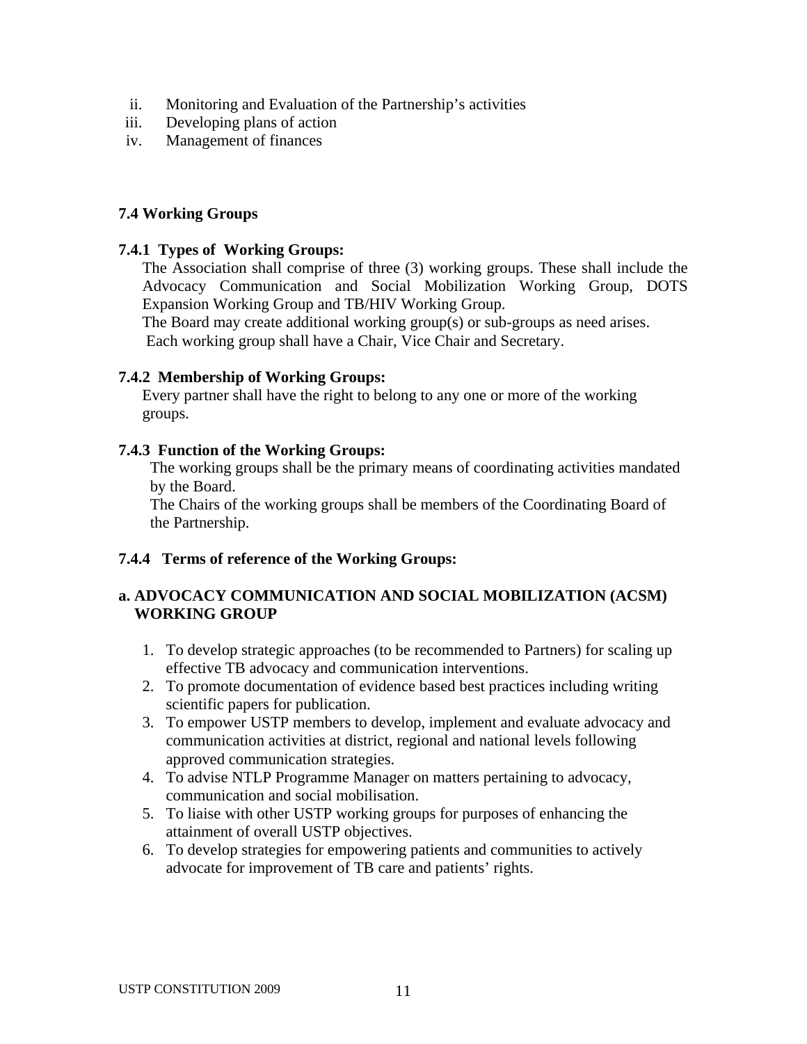ii. Monitoring and Evaluation of the Partnership's activities
iii. Developing plans of action
iv. Management of finances

### 7.4 Working Groups

**7.4.1 Types of Working Groups:**

The Association shall comprise of three (3) working groups. These shall include the Advocacy Communication and Social Mobilization Working Group, DOTS Expansion Working Group and TB/HIV Working Group.

The Board may create additional working group(s) or sub-groups as need arises.

Each working group shall have a Chair, Vice Chair and Secretary.

**7.4.2 Membership of Working Groups:**

Every partner shall have the right to belong to any one or more of the working groups.

**7.4.3 Function of the Working Groups:**

The working groups shall be the primary means of coordinating activities mandated by the Board.

The Chairs of the working groups shall be members of the Coordinating Board of the Partnership.

**7.4.4 Terms of reference of the Working Groups:**

**a. ADVOCACY COMMUNICATION AND SOCIAL MOBILIZATION (ACSM) WORKING GROUP**

1. To develop strategic approaches (to be recommended to Partners) for scaling up effective TB advocacy and communication interventions.
2. To promote documentation of evidence based best practices including writing scientific papers for publication.
3. To empower USTP members to develop, implement and evaluate advocacy and communication activities at district, regional and national levels following approved communication strategies.
4. To advise NTLP Programme Manager on matters pertaining to advocacy, communication and social mobilisation.
5. To liaise with other USTP working groups for purposes of enhancing the attainment of overall USTP objectives.
6. To develop strategies for empowering patients and communities to actively advocate for improvement of TB care and patients' rights.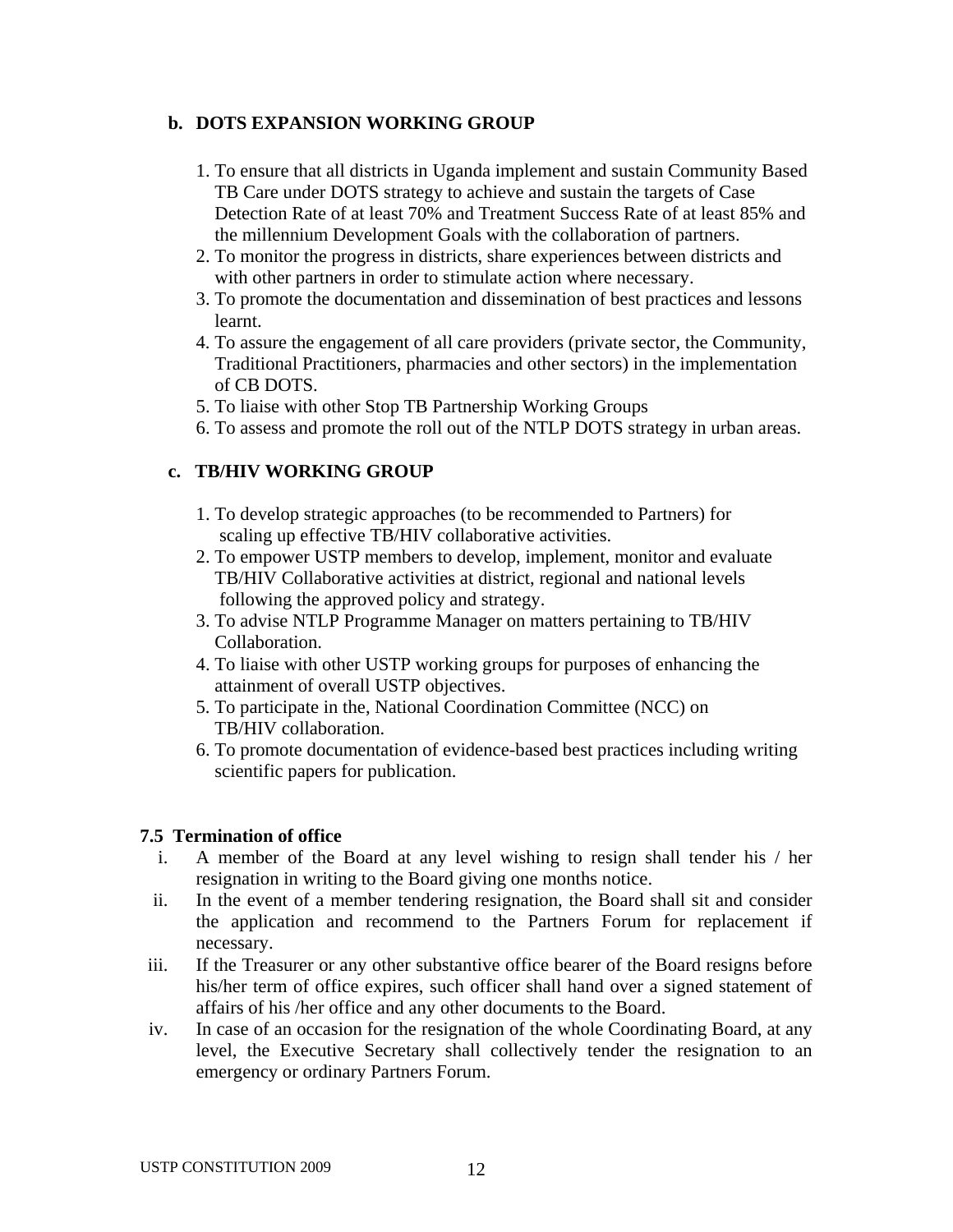### b. DOTS EXPANSION WORKING GROUP

1. To ensure that all districts in Uganda implement and sustain Community Based TB Care under DOTS strategy to achieve and sustain the targets of Case Detection Rate of at least 70% and Treatment Success Rate of at least 85% and the millennium Development Goals with the collaboration of partners.
2. To monitor the progress in districts, share experiences between districts and with other partners in order to stimulate action where necessary.
3. To promote the documentation and dissemination of best practices and lessons learnt.
4. To assure the engagement of all care providers (private sector, the Community, Traditional Practitioners, pharmacies and other sectors) in the implementation of CB DOTS.
5. To liaise with other Stop TB Partnership Working Groups
6. To assess and promote the roll out of the NTLP DOTS strategy in urban areas.

### c. TB/HIV WORKING GROUP

1. To develop strategic approaches (to be recommended to Partners) for scaling up effective TB/HIV collaborative activities.
2. To empower USTP members to develop, implement, monitor and evaluate TB/HIV Collaborative activities at district, regional and national levels following the approved policy and strategy.
3. To advise NTLP Programme Manager on matters pertaining to TB/HIV Collaboration.
4. To liaise with other USTP working groups for purposes of enhancing the attainment of overall USTP objectives.
5. To participate in the, National Coordination Committee (NCC) on TB/HIV collaboration.
6. To promote documentation of evidence-based best practices including writing scientific papers for publication.

## 7.5 Termination of office

i. A member of the Board at any level wishing to resign shall tender his / her resignation in writing to the Board giving one months notice.

ii. In the event of a member tendering resignation, the Board shall sit and consider the application and recommend to the Partners Forum for replacement if necessary.

iii. If the Treasurer or any other substantive office bearer of the Board resigns before his/her term of office expires, such officer shall hand over a signed statement of affairs of his /her office and any other documents to the Board.

iv. In case of an occasion for the resignation of the whole Coordinating Board, at any level, the Executive Secretary shall collectively tender the resignation to an emergency or ordinary Partners Forum.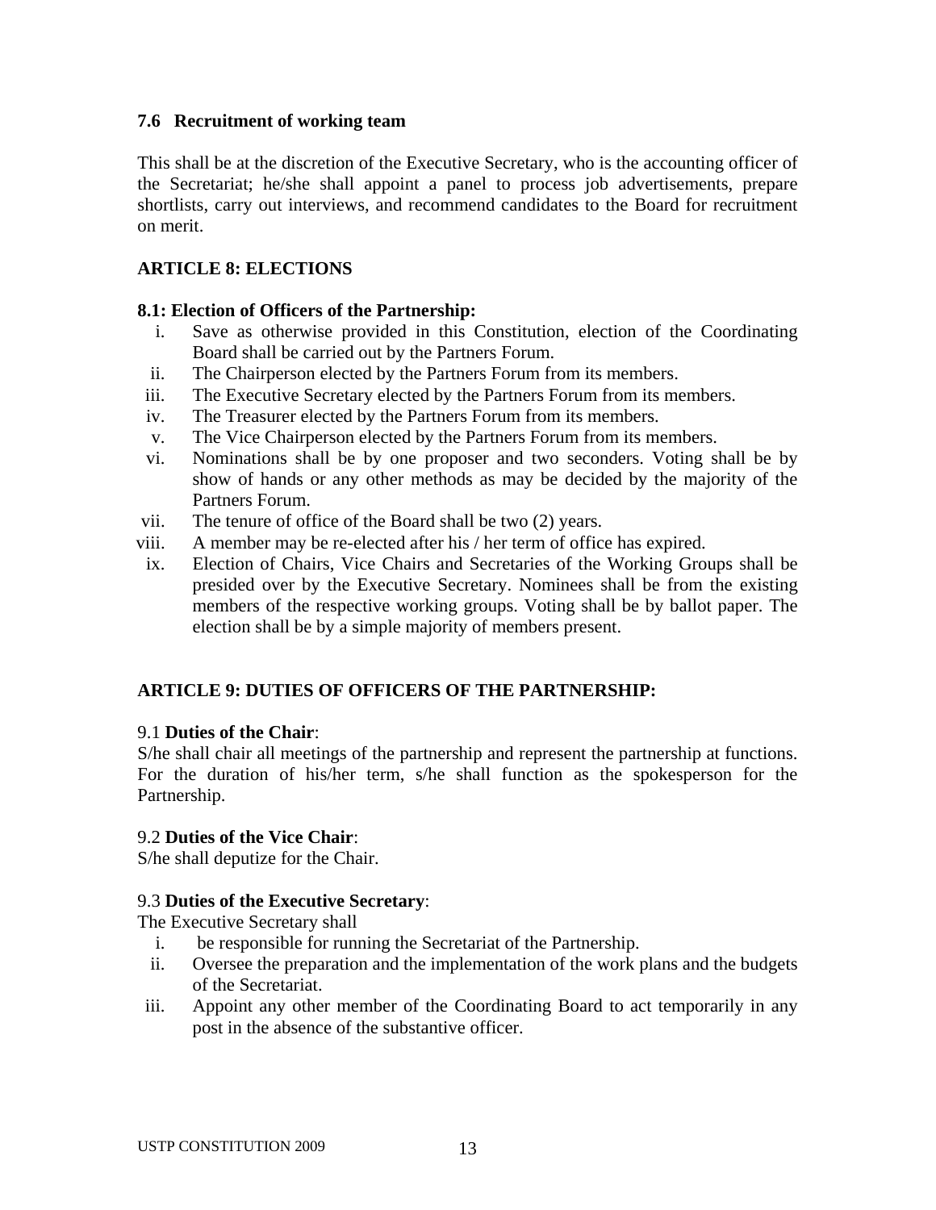### 7.6 Recruitment of working team

This shall be at the discretion of the Executive Secretary, who is the accounting officer of the Secretariat; he/she shall appoint a panel to process job advertisements, prepare shortlists, carry out interviews, and recommend candidates to the Board for recruitment on merit.

## ARTICLE 8: ELECTIONS

### 8.1: Election of Officers of the Partnership:

i. Save as otherwise provided in this Constitution, election of the Coordinating Board shall be carried out by the Partners Forum.
ii. The Chairperson elected by the Partners Forum from its members.
iii. The Executive Secretary elected by the Partners Forum from its members.
iv. The Treasurer elected by the Partners Forum from its members.
v. The Vice Chairperson elected by the Partners Forum from its members.
vi. Nominations shall be by one proposer and two seconders. Voting shall be by show of hands or any other methods as may be decided by the majority of the Partners Forum.
vii. The tenure of office of the Board shall be two (2) years.
viii. A member may be re-elected after his / her term of office has expired.
ix. Election of Chairs, Vice Chairs and Secretaries of the Working Groups shall be presided over by the Executive Secretary. Nominees shall be from the existing members of the respective working groups. Voting shall be by ballot paper. The election shall be by a simple majority of members present.

## ARTICLE 9: DUTIES OF OFFICERS OF THE PARTNERSHIP:

9.1 **Duties of the Chair**:
S/he shall chair all meetings of the partnership and represent the partnership at functions. For the duration of his/her term, s/he shall function as the spokesperson for the Partnership.

9.2 **Duties of the Vice Chair**:
S/he shall deputize for the Chair.

9.3 **Duties of the Executive Secretary**:
The Executive Secretary shall

i. be responsible for running the Secretariat of the Partnership.
ii. Oversee the preparation and the implementation of the work plans and the budgets of the Secretariat.
iii. Appoint any other member of the Coordinating Board to act temporarily in any post in the absence of the substantive officer.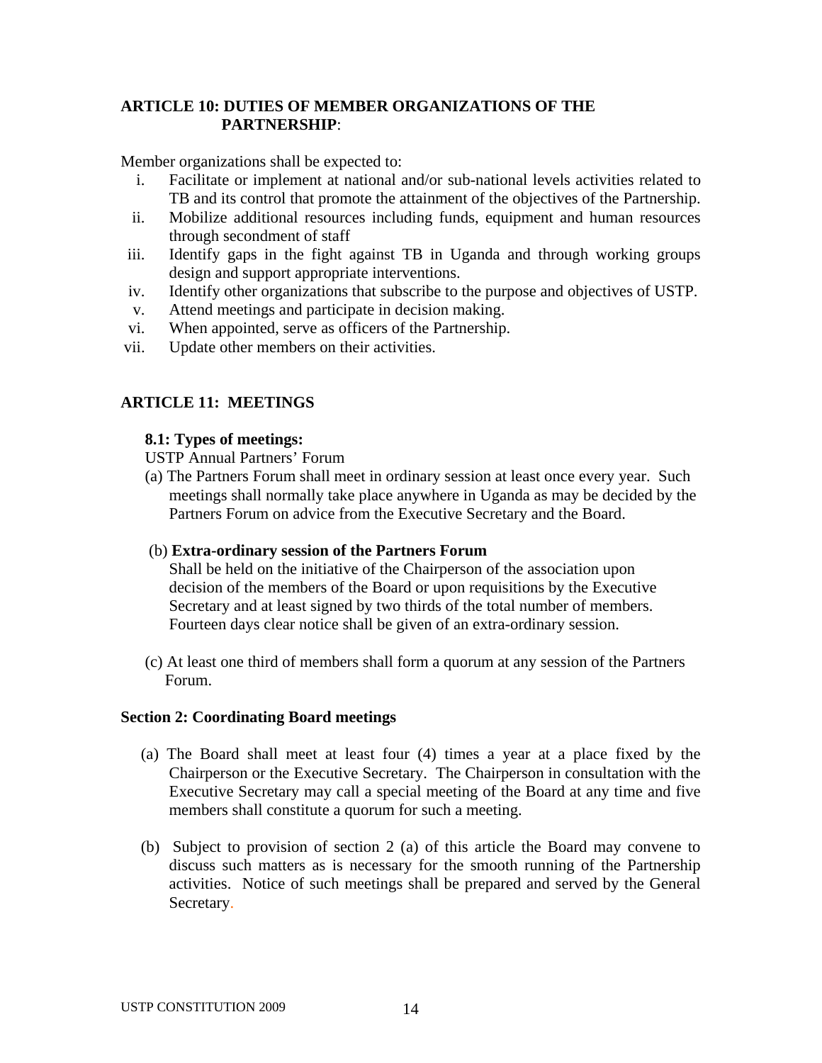**ARTICLE 10: DUTIES OF MEMBER ORGANIZATIONS OF THE PARTNERSHIP**:

Member organizations shall be expected to:

- i. Facilitate or implement at national and/or sub-national levels activities related to TB and its control that promote the attainment of the objectives of the Partnership.
- ii. Mobilize additional resources including funds, equipment and human resources through secondment of staff
- iii. Identify gaps in the fight against TB in Uganda and through working groups design and support appropriate interventions.
- iv. Identify other organizations that subscribe to the purpose and objectives of USTP.
- v. Attend meetings and participate in decision making.
- vi. When appointed, serve as officers of the Partnership.
- vii. Update other members on their activities.

**ARTICLE 11: MEETINGS**

**8.1: Types of meetings:**

USTP Annual Partners' Forum

(a) The Partners Forum shall meet in ordinary session at least once every year. Such meetings shall normally take place anywhere in Uganda as may be decided by the Partners Forum on advice from the Executive Secretary and the Board.

(b) **Extra-ordinary session of the Partners Forum**
Shall be held on the initiative of the Chairperson of the association upon decision of the members of the Board or upon requisitions by the Executive Secretary and at least signed by two thirds of the total number of members. Fourteen days clear notice shall be given of an extra-ordinary session.

(c) At least one third of members shall form a quorum at any session of the Partners Forum.

**Section 2: Coordinating Board meetings**

(a) The Board shall meet at least four (4) times a year at a place fixed by the Chairperson or the Executive Secretary. The Chairperson in consultation with the Executive Secretary may call a special meeting of the Board at any time and five members shall constitute a quorum for such a meeting.

(b) Subject to provision of section 2 (a) of this article the Board may convene to discuss such matters as is necessary for the smooth running of the Partnership activities. Notice of such meetings shall be prepared and served by the General Secretary.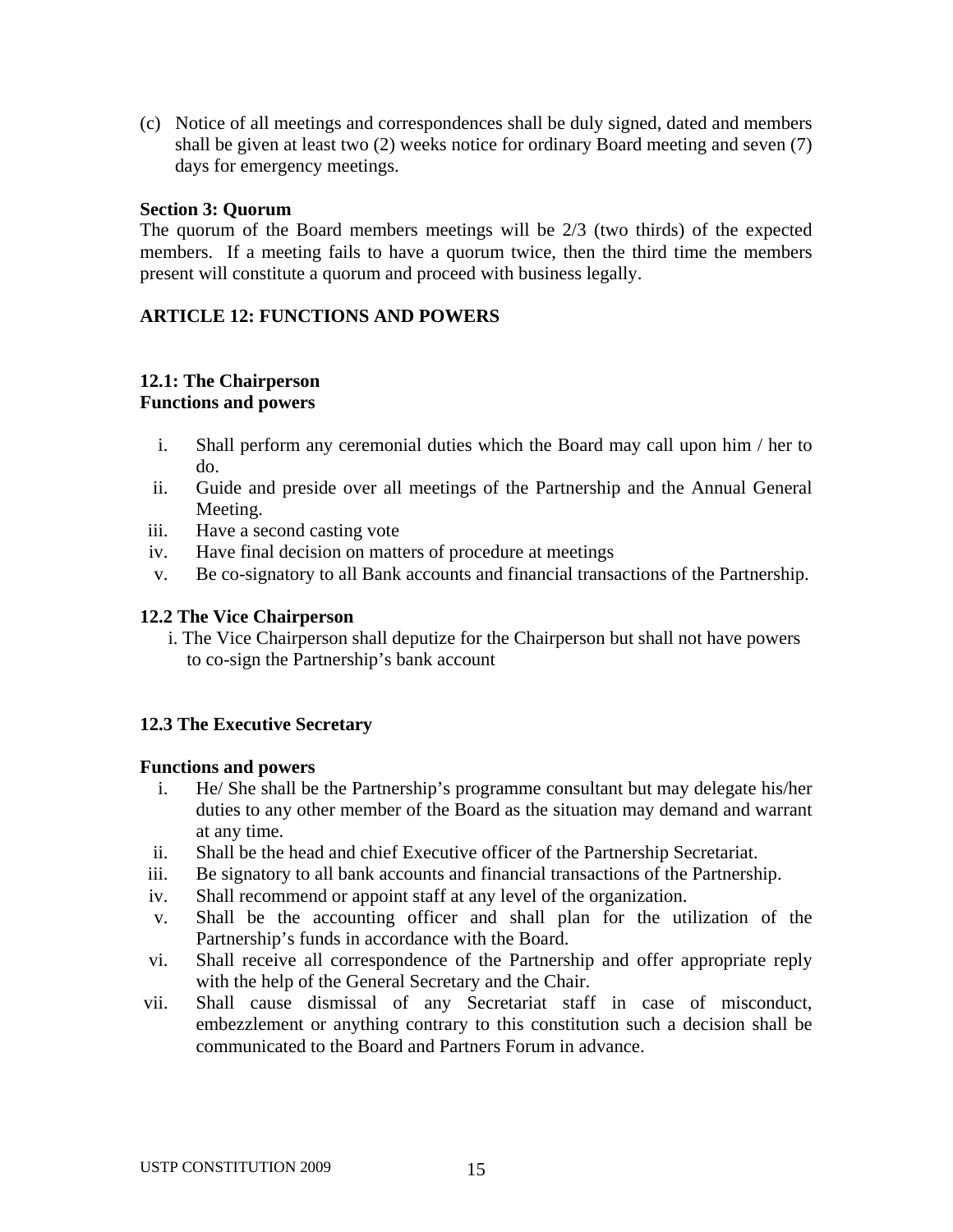(c) Notice of all meetings and correspondences shall be duly signed, dated and members shall be given at least two (2) weeks notice for ordinary Board meeting and seven (7) days for emergency meetings.

**Section 3: Quorum**

The quorum of the Board members meetings will be 2/3 (two thirds) of the expected members. If a meeting fails to have a quorum twice, then the third time the members present will constitute a quorum and proceed with business legally.

## ARTICLE 12: FUNCTIONS AND POWERS

### 12.1: The Chairperson
**Functions and powers**

i. Shall perform any ceremonial duties which the Board may call upon him / her to do.
ii. Guide and preside over all meetings of the Partnership and the Annual General Meeting.
iii. Have a second casting vote
iv. Have final decision on matters of procedure at meetings
v. Be co-signatory to all Bank accounts and financial transactions of the Partnership.

### 12.2 The Vice Chairperson

i. The Vice Chairperson shall deputize for the Chairperson but shall not have powers to co-sign the Partnership's bank account

### 12.3 The Executive Secretary

**Functions and powers**

i. He/ She shall be the Partnership's programme consultant but may delegate his/her duties to any other member of the Board as the situation may demand and warrant at any time.
ii. Shall be the head and chief Executive officer of the Partnership Secretariat.
iii. Be signatory to all bank accounts and financial transactions of the Partnership.
iv. Shall recommend or appoint staff at any level of the organization.
v. Shall be the accounting officer and shall plan for the utilization of the Partnership's funds in accordance with the Board.
vi. Shall receive all correspondence of the Partnership and offer appropriate reply with the help of the General Secretary and the Chair.
vii. Shall cause dismissal of any Secretariat staff in case of misconduct, embezzlement or anything contrary to this constitution such a decision shall be communicated to the Board and Partners Forum in advance.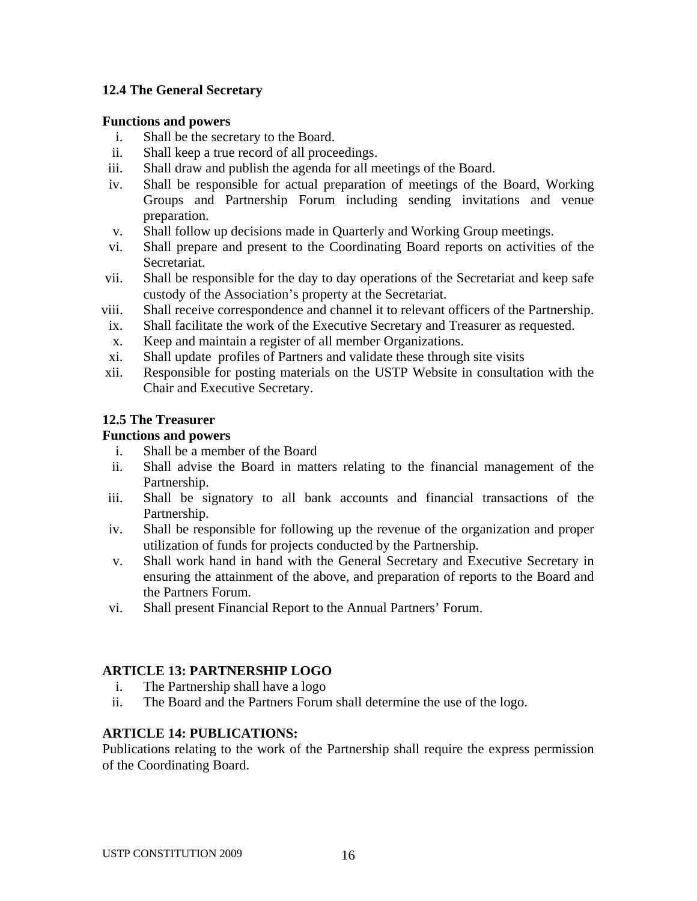### 12.4 The General Secretary

**Functions and powers**

i. Shall be the secretary to the Board.
ii. Shall keep a true record of all proceedings.
iii. Shall draw and publish the agenda for all meetings of the Board.
iv. Shall be responsible for actual preparation of meetings of the Board, Working Groups and Partnership Forum including sending invitations and venue preparation.
v. Shall follow up decisions made in Quarterly and Working Group meetings.
vi. Shall prepare and present to the Coordinating Board reports on activities of the Secretariat.
vii. Shall be responsible for the day to day operations of the Secretariat and keep safe custody of the Association's property at the Secretariat.
viii. Shall receive correspondence and channel it to relevant officers of the Partnership.
ix. Shall facilitate the work of the Executive Secretary and Treasurer as requested.
x. Keep and maintain a register of all member Organizations.
xi. Shall update profiles of Partners and validate these through site visits
xii. Responsible for posting materials on the USTP Website in consultation with the Chair and Executive Secretary.

### 12.5 The Treasurer

**Functions and powers**

i. Shall be a member of the Board
ii. Shall advise the Board in matters relating to the financial management of the Partnership.
iii. Shall be signatory to all bank accounts and financial transactions of the Partnership.
iv. Shall be responsible for following up the revenue of the organization and proper utilization of funds for projects conducted by the Partnership.
v. Shall work hand in hand with the General Secretary and Executive Secretary in ensuring the attainment of the above, and preparation of reports to the Board and the Partners Forum.
vi. Shall present Financial Report to the Annual Partners' Forum.

## ARTICLE 13: PARTNERSHIP LOGO

i. The Partnership shall have a logo
ii. The Board and the Partners Forum shall determine the use of the logo.

## ARTICLE 14: PUBLICATIONS:

Publications relating to the work of the Partnership shall require the express permission of the Coordinating Board.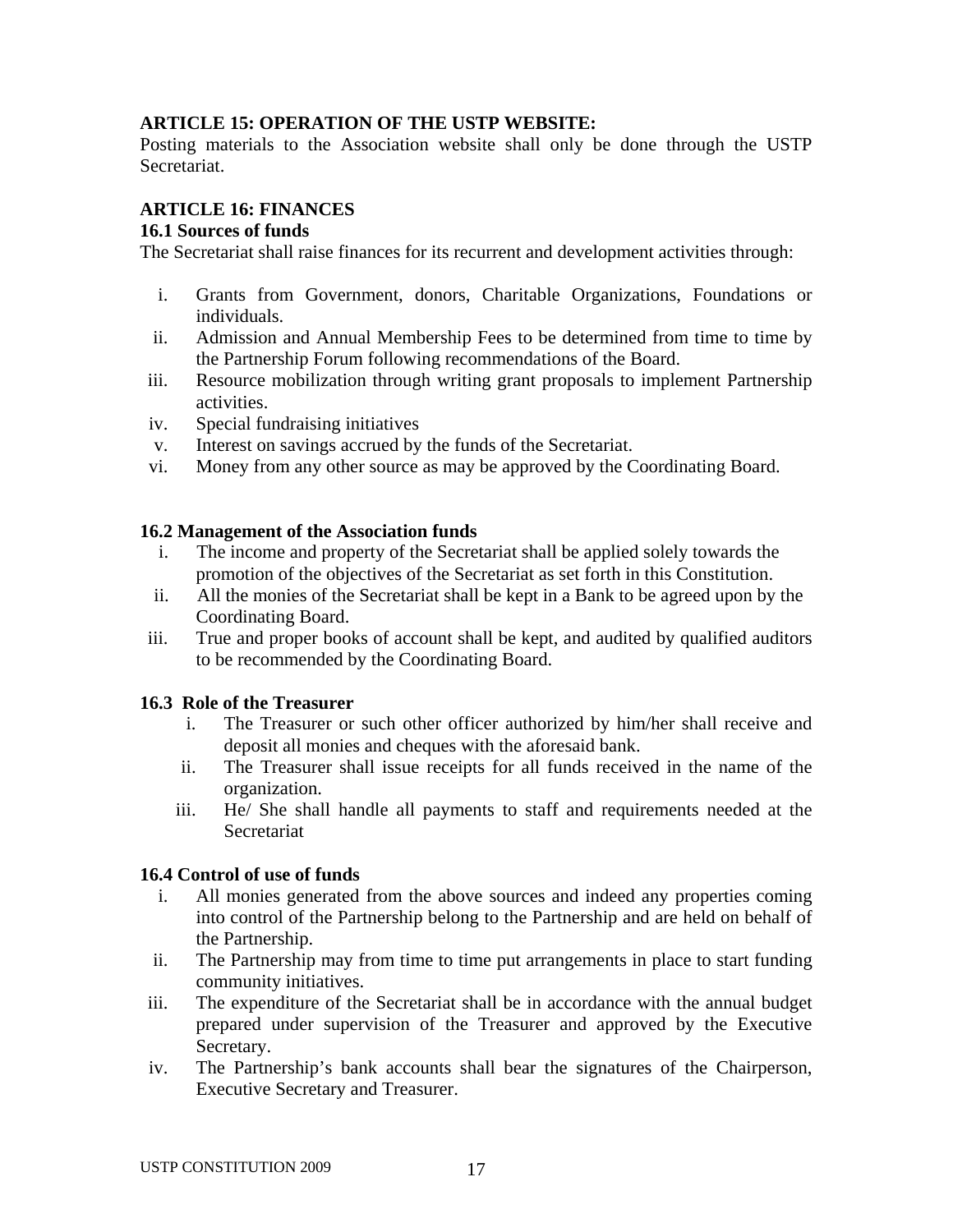**ARTICLE 15: OPERATION OF THE USTP WEBSITE:**

Posting materials to the Association website shall only be done through the USTP Secretariat.

**ARTICLE 16: FINANCES**

**16.1 Sources of funds**

The Secretariat shall raise finances for its recurrent and development activities through:

i. Grants from Government, donors, Charitable Organizations, Foundations or individuals.
ii. Admission and Annual Membership Fees to be determined from time to time by the Partnership Forum following recommendations of the Board.
iii. Resource mobilization through writing grant proposals to implement Partnership activities.
iv. Special fundraising initiatives
v. Interest on savings accrued by the funds of the Secretariat.
vi. Money from any other source as may be approved by the Coordinating Board.

**16.2 Management of the Association funds**

i. The income and property of the Secretariat shall be applied solely towards the promotion of the objectives of the Secretariat as set forth in this Constitution.
ii. All the monies of the Secretariat shall be kept in a Bank to be agreed upon by the Coordinating Board.
iii. True and proper books of account shall be kept, and audited by qualified auditors to be recommended by the Coordinating Board.

**16.3 Role of the Treasurer**

i. The Treasurer or such other officer authorized by him/her shall receive and deposit all monies and cheques with the aforesaid bank.
ii. The Treasurer shall issue receipts for all funds received in the name of the organization.
iii. He/ She shall handle all payments to staff and requirements needed at the Secretariat

**16.4 Control of use of funds**

i. All monies generated from the above sources and indeed any properties coming into control of the Partnership belong to the Partnership and are held on behalf of the Partnership.
ii. The Partnership may from time to time put arrangements in place to start funding community initiatives.
iii. The expenditure of the Secretariat shall be in accordance with the annual budget prepared under supervision of the Treasurer and approved by the Executive Secretary.
iv. The Partnership's bank accounts shall bear the signatures of the Chairperson, Executive Secretary and Treasurer.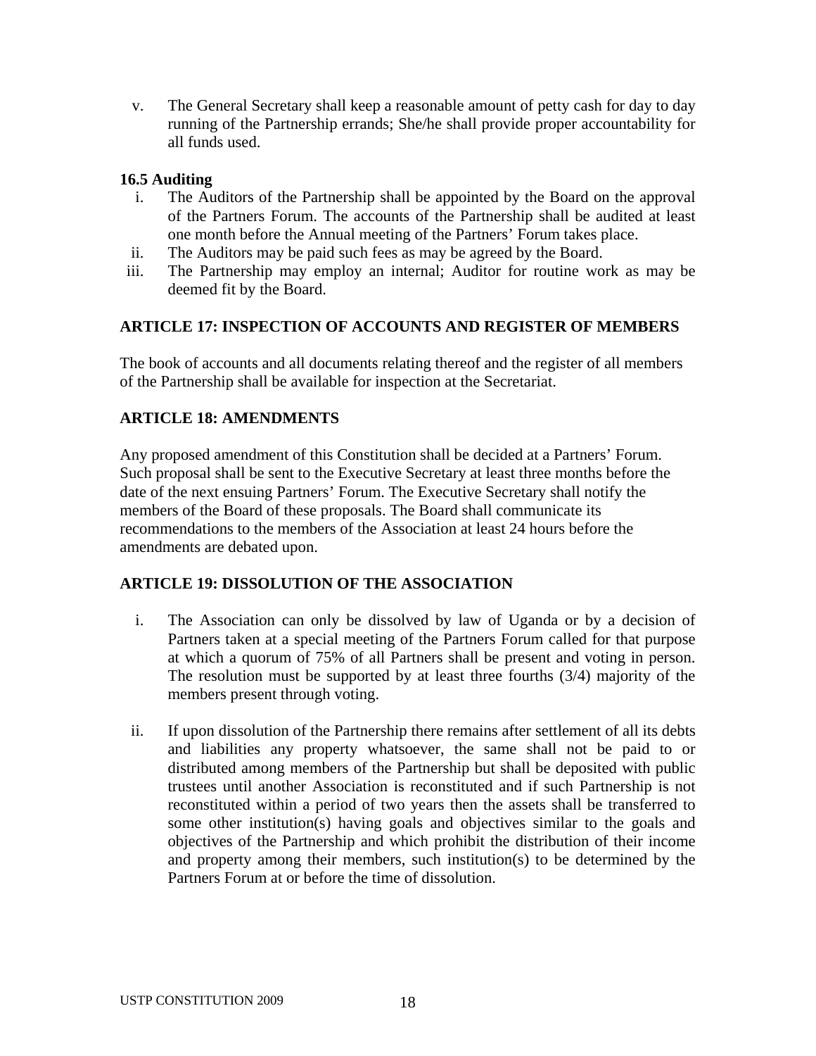v. The General Secretary shall keep a reasonable amount of petty cash for day to day running of the Partnership errands; She/he shall provide proper accountability for all funds used.

**16.5 Auditing**

i. The Auditors of the Partnership shall be appointed by the Board on the approval of the Partners Forum. The accounts of the Partnership shall be audited at least one month before the Annual meeting of the Partners' Forum takes place.
ii. The Auditors may be paid such fees as may be agreed by the Board.
iii. The Partnership may employ an internal; Auditor for routine work as may be deemed fit by the Board.

## ARTICLE 17: INSPECTION OF ACCOUNTS AND REGISTER OF MEMBERS

The book of accounts and all documents relating thereof and the register of all members of the Partnership shall be available for inspection at the Secretariat.

## ARTICLE 18: AMENDMENTS

Any proposed amendment of this Constitution shall be decided at a Partners' Forum. Such proposal shall be sent to the Executive Secretary at least three months before the date of the next ensuing Partners' Forum. The Executive Secretary shall notify the members of the Board of these proposals. The Board shall communicate its recommendations to the members of the Association at least 24 hours before the amendments are debated upon.

## ARTICLE 19: DISSOLUTION OF THE ASSOCIATION

i. The Association can only be dissolved by law of Uganda or by a decision of Partners taken at a special meeting of the Partners Forum called for that purpose at which a quorum of 75% of all Partners shall be present and voting in person. The resolution must be supported by at least three fourths (3/4) majority of the members present through voting.

ii. If upon dissolution of the Partnership there remains after settlement of all its debts and liabilities any property whatsoever, the same shall not be paid to or distributed among members of the Partnership but shall be deposited with public trustees until another Association is reconstituted and if such Partnership is not reconstituted within a period of two years then the assets shall be transferred to some other institution(s) having goals and objectives similar to the goals and objectives of the Partnership and which prohibit the distribution of their income and property among their members, such institution(s) to be determined by the Partners Forum at or before the time of dissolution.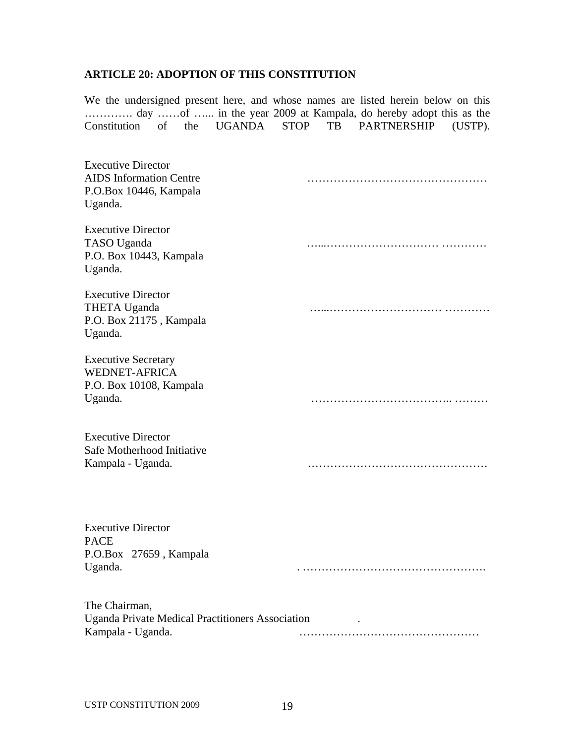**ARTICLE 20: ADOPTION OF THIS CONSTITUTION**

We the undersigned present here, and whose names are listed herein below on this …………. day ……of …... in the year 2009 at Kampala, do hereby adopt this as the Constitution of the UGANDA STOP TB PARTNERSHIP (USTP).

Executive Director
AIDS Information Centre ……………………………………………
P.O.Box 10446, Kampala
Uganda.

Executive Director
TASO Uganda …...………………………… …………
P.O. Box 10443, Kampala
Uganda.

Executive Director
THETA Uganda …...………………………… …………
P.O. Box 21175 , Kampala
Uganda.

Executive Secretary
WEDNET-AFRICA
P.O. Box 10108, Kampala
Uganda. ……………………………….. ………

Executive Director
Safe Motherhood Initiative
Kampala - Uganda. ……………………………………………

Executive Director
PACE
P.O.Box 27659 , Kampala
Uganda. . ………………………………………….

The Chairman,
Uganda Private Medical Practitioners Association .
Kampala - Uganda. ……………………………………………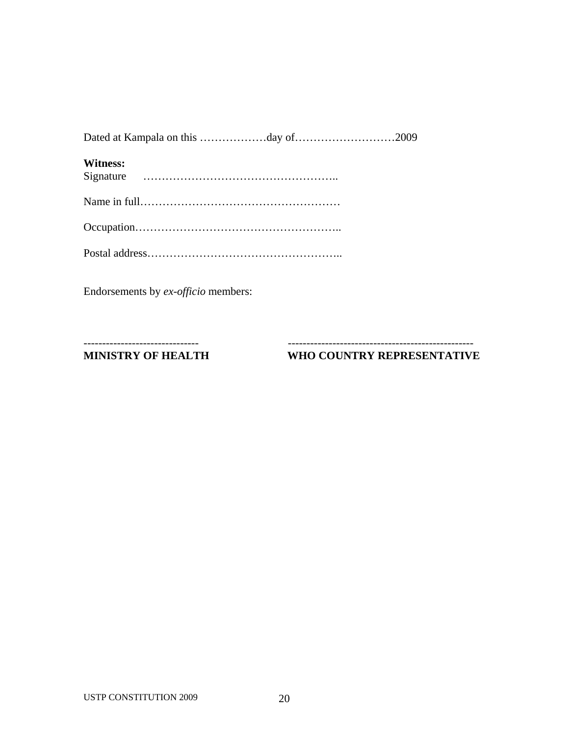Dated at Kampala on this ………………day of………………………2009

**Witness:**
Signature ……………………………………………..

Name in full………………………………………………

Occupation………………………………………………..

Postal address……………………………………………..

Endorsements by *ex-officio* members:

| | |
|---|---|
| ------------------------------- | -------------------------------------------------- |
| **MINISTRY OF HEALTH** | **WHO COUNTRY REPRESENTATIVE** |